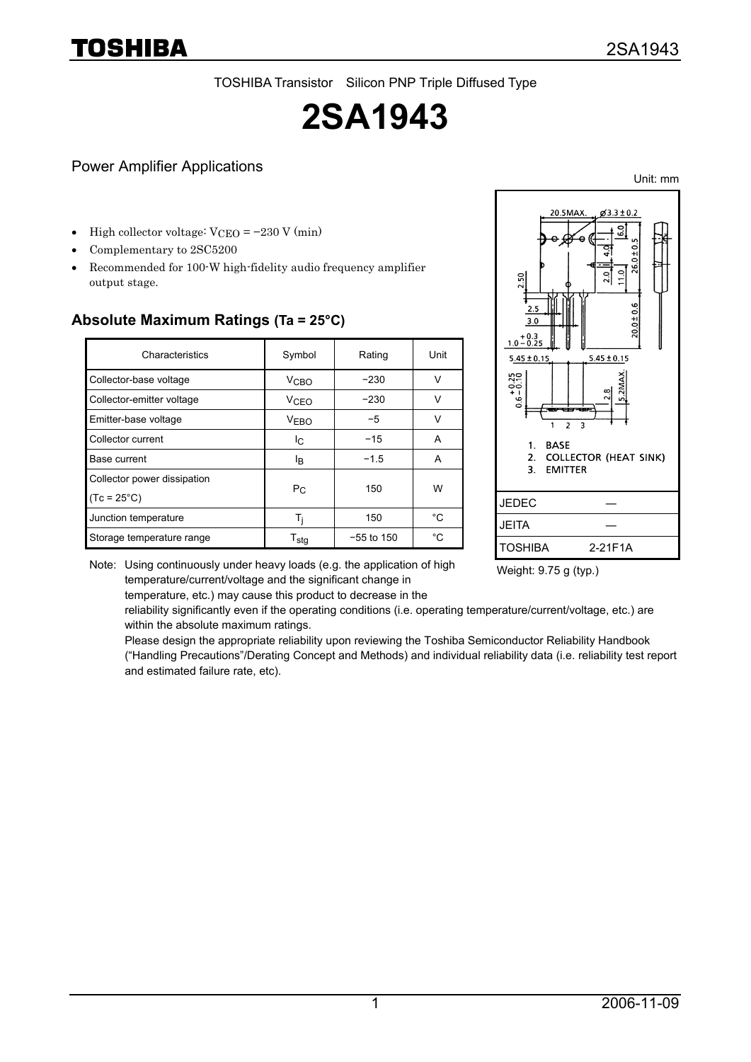TOSHIBA Transistor Silicon PNP Triple Diffused Type

# 2SA1943

## Power Amplifier Applications

Unit: mm

- High collector voltage: $V_{CEO}$ = −230 V (min)
- Complementary to 2SC5200
- Recommended for 100-W high-fidelity audio frequency amplifier output stage.

### Absolute Maximum Ratings (Ta = 25°C)

| Characteristics | Symbol | Rating | Unit |
|---|---|---|---|
| Collector-base voltage | $V_{CBO}$ | −230 | V |
| Collector-emitter voltage | $V_{CEO}$ | −230 | V |
| Emitter-base voltage | $V_{EBO}$ | −5 | V |
| Collector current | $I_C$ | −15 | A |
| Base current | $I_B$ | −1.5 | A |
| Collector power dissipation (Tc = 25°C) | $P_C$ | 150 | W |
| Junction temperature | $T_j$ | 150 | °C |
| Storage temperature range | $T_{stg}$ | −55 to 150 | °C |

Note: Using continuously under heavy loads (e.g. the application of high temperature/current/voltage and the significant change in temperature, etc.) may cause this product to decrease in the reliability significantly even if the operating conditions (i.e. operating temperature/current/voltage, etc.) are within the absolute maximum ratings.
Please design the appropriate reliability upon reviewing the Toshiba Semiconductor Reliability Handbook ("Handling Precautions"/Derating Concept and Methods) and individual reliability data (i.e. reliability test report and estimated failure rate, etc).

1. BASE
2. COLLECTOR (HEAT SINK)
3. EMITTER

| | |
|---|---|
| JEDEC | ― |
| JEITA | ― |
| TOSHIBA | 2-21F1A |

Weight: 9.75 g (typ.)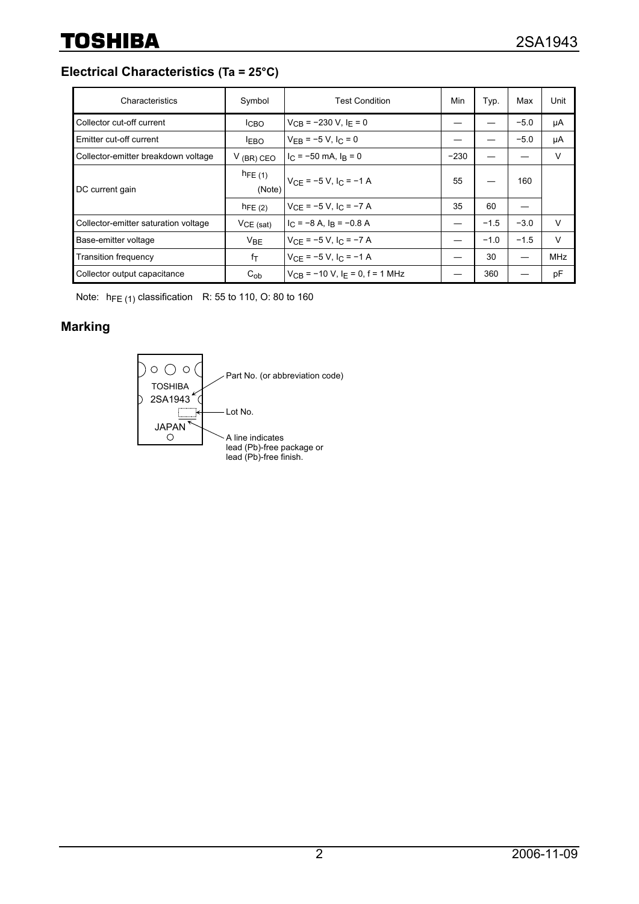## Electrical Characteristics (Ta = 25°C)

| Characteristics | Symbol | Test Condition | Min | Typ. | Max | Unit |
|---|---|---|---|---|---|---|
| Collector cut-off current | $I_{CBO}$ | $V_{CB}$ = −230 V, $I_E$ = 0 | — | — | −5.0 | μA |
| Emitter cut-off current | $I_{EBO}$ | $V_{EB}$ = −5 V, $I_C$ = 0 | — | — | −5.0 | μA |
| Collector-emitter breakdown voltage | $V_{(BR)\ CEO}$ | $I_C$ = −50 mA, $I_B$ = 0 | −230 | — | — | V |
| DC current gain | $h_{FE\ (1)}$ (Note) | $V_{CE}$ = −5 V, $I_C$ = −1 A | 55 | — | 160 | |
| | $h_{FE\ (2)}$ | $V_{CE}$ = −5 V, $I_C$ = −7 A | 35 | 60 | — | |
| Collector-emitter saturation voltage | $V_{CE\ (sat)}$ | $I_C$ = −8 A, $I_B$ = −0.8 A | — | −1.5 | −3.0 | V |
| Base-emitter voltage | $V_{BE}$ | $V_{CE}$ = −5 V, $I_C$ = −7 A | — | −1.0 | −1.5 | V |
| Transition frequency | $f_T$ | $V_{CE}$ = −5 V, $I_C$ = −1 A | — | 30 | — | MHz |
| Collector output capacitance | $C_{ob}$ | $V_{CB}$ = −10 V, $I_E$ = 0, f = 1 MHz | — | 360 | — | pF |

Note: $h_{FE\ (1)}$ classification R: 55 to 110, O: 80 to 160

## Marking

TOSHIBA
2SA1943
JAPAN

- Part No. (or abbreviation code)
- Lot No.
- A line indicates lead (Pb)-free package or lead (Pb)-free finish.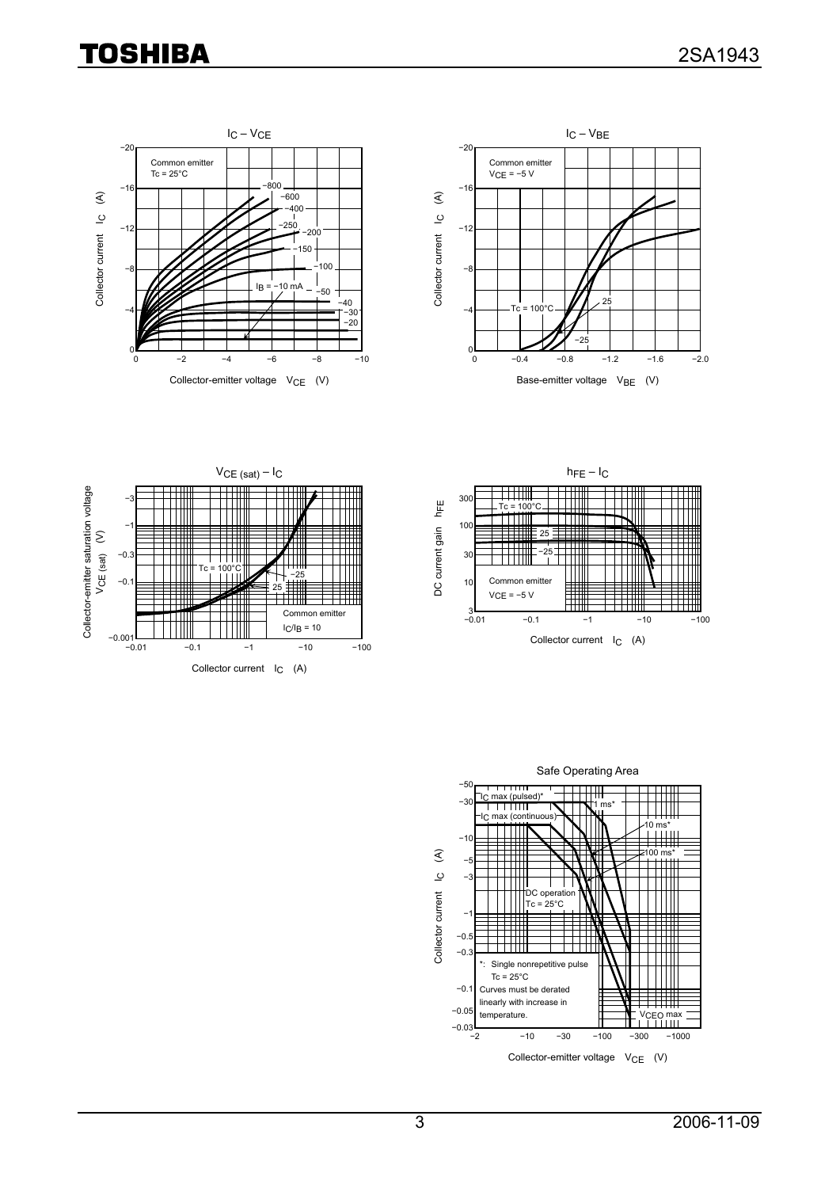### $I_C$ – $V_{CE}$

Common emitter
Tc = 25°C

Collector current $I_C$ (A)

Collector-emitter voltage $V_{CE}$ (V)

$I_B$ = −10 mA, −20, −30, −40, −50, −100, −150, −200, −250, −400, −600, −800

### $I_C$ – $V_{BE}$

Common emitter
$V_{CE}$ = −5 V

Tc = 100°C, 25, −25

Collector current $I_C$ (A)

Base-emitter voltage $V_{BE}$ (V)

### $V_{CE\ (sat)}$ – $I_C$

Common emitter
$I_C/I_B$ = 10

Tc = 100°C, 25, −25

Collector-emitter saturation voltage $V_{CE\ (sat)}$ (V)

Collector current $I_C$ (A)

### $h_{FE}$ – $I_C$

Common emitter
$V_{CE}$ = −5 V

Tc = 100°C, 25, −25

DC current gain $h_{FE}$

Collector current $I_C$ (A)

### Safe Operating Area

$I_C$ max (pulsed)*
$I_C$ max (continuous)
1 ms*
10 ms*
100 ms*
DC operation
Tc = 25°C
$V_{CEO}$ max

*: Single nonrepetitive pulse
Tc = 25°C
Curves must be derated linearly with increase in temperature.

Collector current $I_C$ (A)

Collector-emitter voltage $V_{CE}$ (V)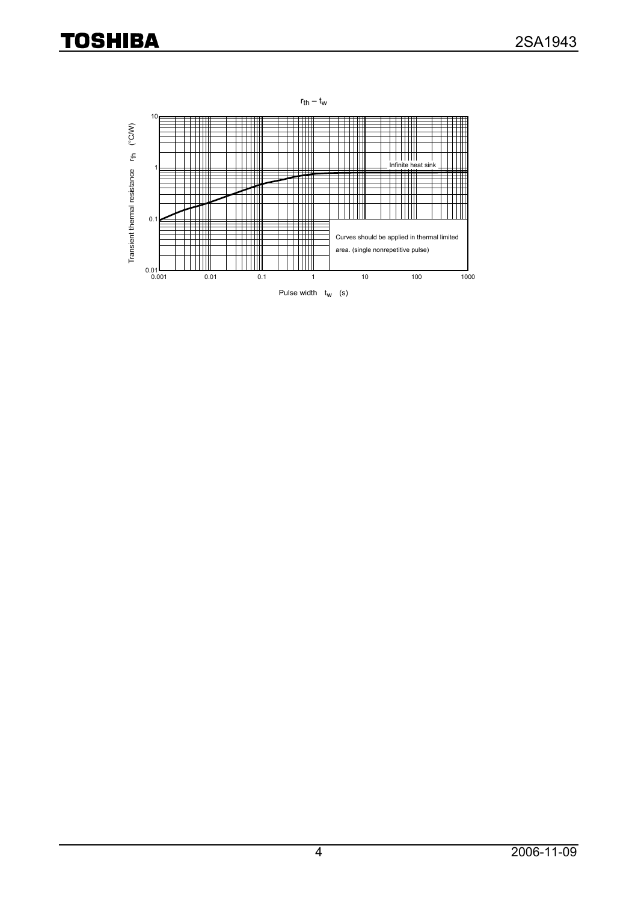$r_{th} – t_w$

Transient thermal resistance $r_{th}$ (°C/W)

Infinite heat sink

Curves should be applied in thermal limited area. (single nonrepetitive pulse)

Pulse width $t_w$ (s)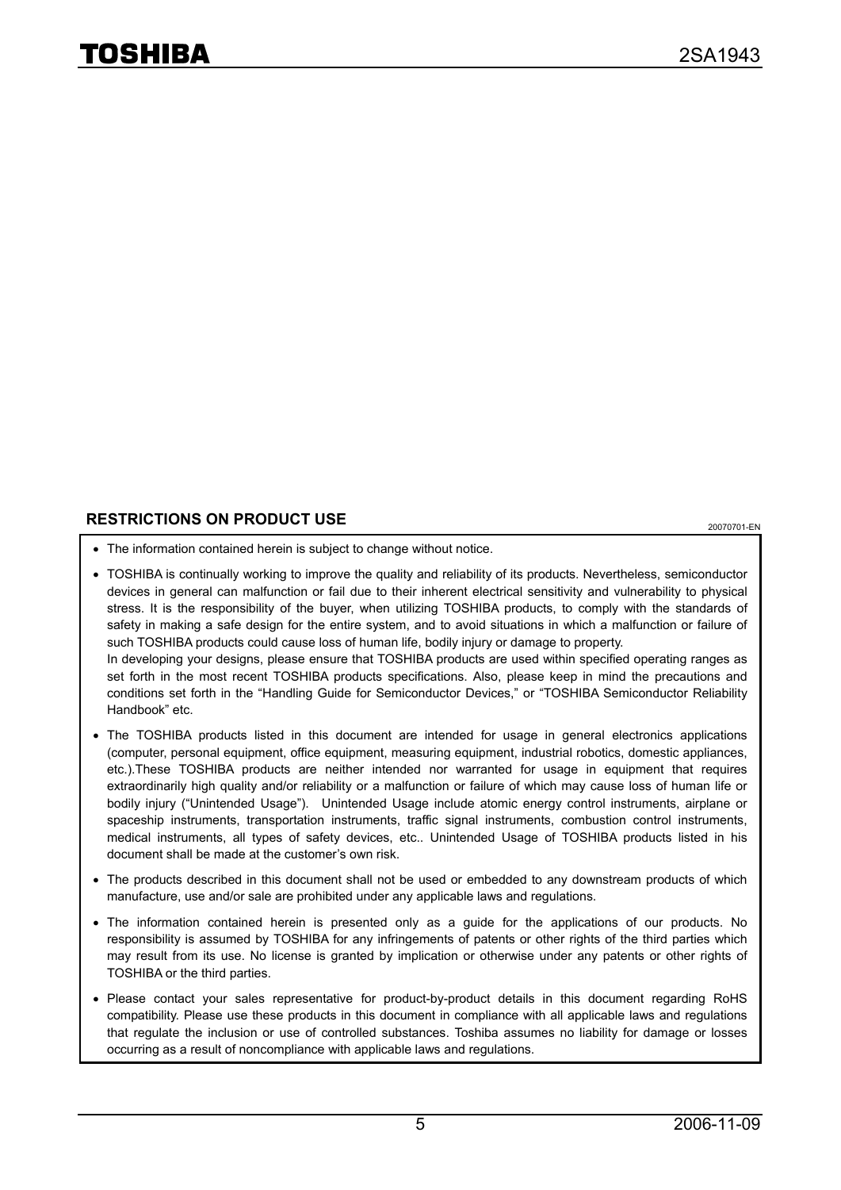## RESTRICTIONS ON PRODUCT USE

20070701-EN

- The information contained herein is subject to change without notice.
- TOSHIBA is continually working to improve the quality and reliability of its products. Nevertheless, semiconductor devices in general can malfunction or fail due to their inherent electrical sensitivity and vulnerability to physical stress. It is the responsibility of the buyer, when utilizing TOSHIBA products, to comply with the standards of safety in making a safe design for the entire system, and to avoid situations in which a malfunction or failure of such TOSHIBA products could cause loss of human life, bodily injury or damage to property.
  In developing your designs, please ensure that TOSHIBA products are used within specified operating ranges as set forth in the most recent TOSHIBA products specifications. Also, please keep in mind the precautions and conditions set forth in the "Handling Guide for Semiconductor Devices," or "TOSHIBA Semiconductor Reliability Handbook" etc.
- The TOSHIBA products listed in this document are intended for usage in general electronics applications (computer, personal equipment, office equipment, measuring equipment, industrial robotics, domestic appliances, etc.).These TOSHIBA products are neither intended nor warranted for usage in equipment that requires extraordinarily high quality and/or reliability or a malfunction or failure of which may cause loss of human life or bodily injury ("Unintended Usage"). Unintended Usage include atomic energy control instruments, airplane or spaceship instruments, transportation instruments, traffic signal instruments, combustion control instruments, medical instruments, all types of safety devices, etc.. Unintended Usage of TOSHIBA products listed in his document shall be made at the customer's own risk.
- The products described in this document shall not be used or embedded to any downstream products of which manufacture, use and/or sale are prohibited under any applicable laws and regulations.
- The information contained herein is presented only as a guide for the applications of our products. No responsibility is assumed by TOSHIBA for any infringements of patents or other rights of the third parties which may result from its use. No license is granted by implication or otherwise under any patents or other rights of TOSHIBA or the third parties.
- Please contact your sales representative for product-by-product details in this document regarding RoHS compatibility. Please use these products in this document in compliance with all applicable laws and regulations that regulate the inclusion or use of controlled substances. Toshiba assumes no liability for damage or losses occurring as a result of noncompliance with applicable laws and regulations.